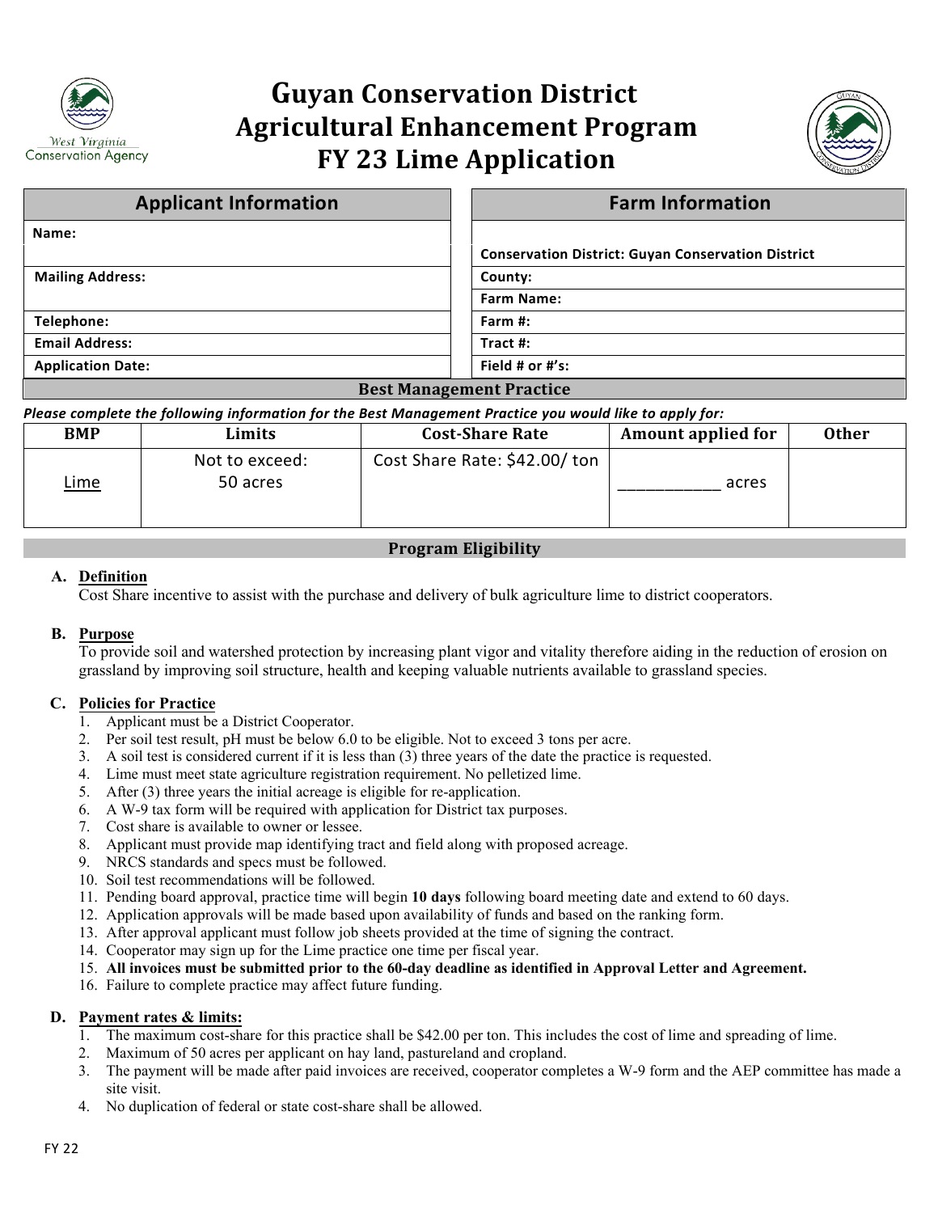# Guyan Conservation District Agricultural Enhancement Program FY 23 Lime Application

| Applicant Information | Farm Information |
|---|---|
| **Name:** | |
| | **Conservation District: Guyan Conservation District** |
| **Mailing Address:** | **County:** |
| | **Farm Name:** |
| **Telephone:** | **Farm #:** |
| **Email Address:** | **Tract #:** |
| **Application Date:** | **Field # or #'s:** |

## Best Management Practice

***Please complete the following information for the Best Management Practice you would like to apply for:***

| BMP | Limits | Cost-Share Rate | Amount applied for | Other |
|---|---|---|---|---|
| Lime | Not to exceed: 50 acres | Cost Share Rate: $42.00/ ton | ___________ acres | |

## Program Eligibility

**A. Definition**

Cost Share incentive to assist with the purchase and delivery of bulk agriculture lime to district cooperators.

**B. Purpose**

To provide soil and watershed protection by increasing plant vigor and vitality therefore aiding in the reduction of erosion on grassland by improving soil structure, health and keeping valuable nutrients available to grassland species.

**C. Policies for Practice**

1. Applicant must be a District Cooperator.
2. Per soil test result, pH must be below 6.0 to be eligible. Not to exceed 3 tons per acre.
3. A soil test is considered current if it is less than (3) three years of the date the practice is requested.
4. Lime must meet state agriculture registration requirement. No pelletized lime.
5. After (3) three years the initial acreage is eligible for re-application.
6. A W-9 tax form will be required with application for District tax purposes.
7. Cost share is available to owner or lessee.
8. Applicant must provide map identifying tract and field along with proposed acreage.
9. NRCS standards and specs must be followed.
10. Soil test recommendations will be followed.
11. Pending board approval, practice time will begin **10 days** following board meeting date and extend to 60 days.
12. Application approvals will be made based upon availability of funds and based on the ranking form.
13. After approval applicant must follow job sheets provided at the time of signing the contract.
14. Cooperator may sign up for the Lime practice one time per fiscal year.
15. **All invoices must be submitted prior to the 60-day deadline as identified in Approval Letter and Agreement.**
16. Failure to complete practice may affect future funding.

**D. Payment rates & limits:**

1. The maximum cost-share for this practice shall be $42.00 per ton. This includes the cost of lime and spreading of lime.
2. Maximum of 50 acres per applicant on hay land, pastureland and cropland.
3. The payment will be made after paid invoices are received, cooperator completes a W-9 form and the AEP committee has made a site visit.
4. No duplication of federal or state cost-share shall be allowed.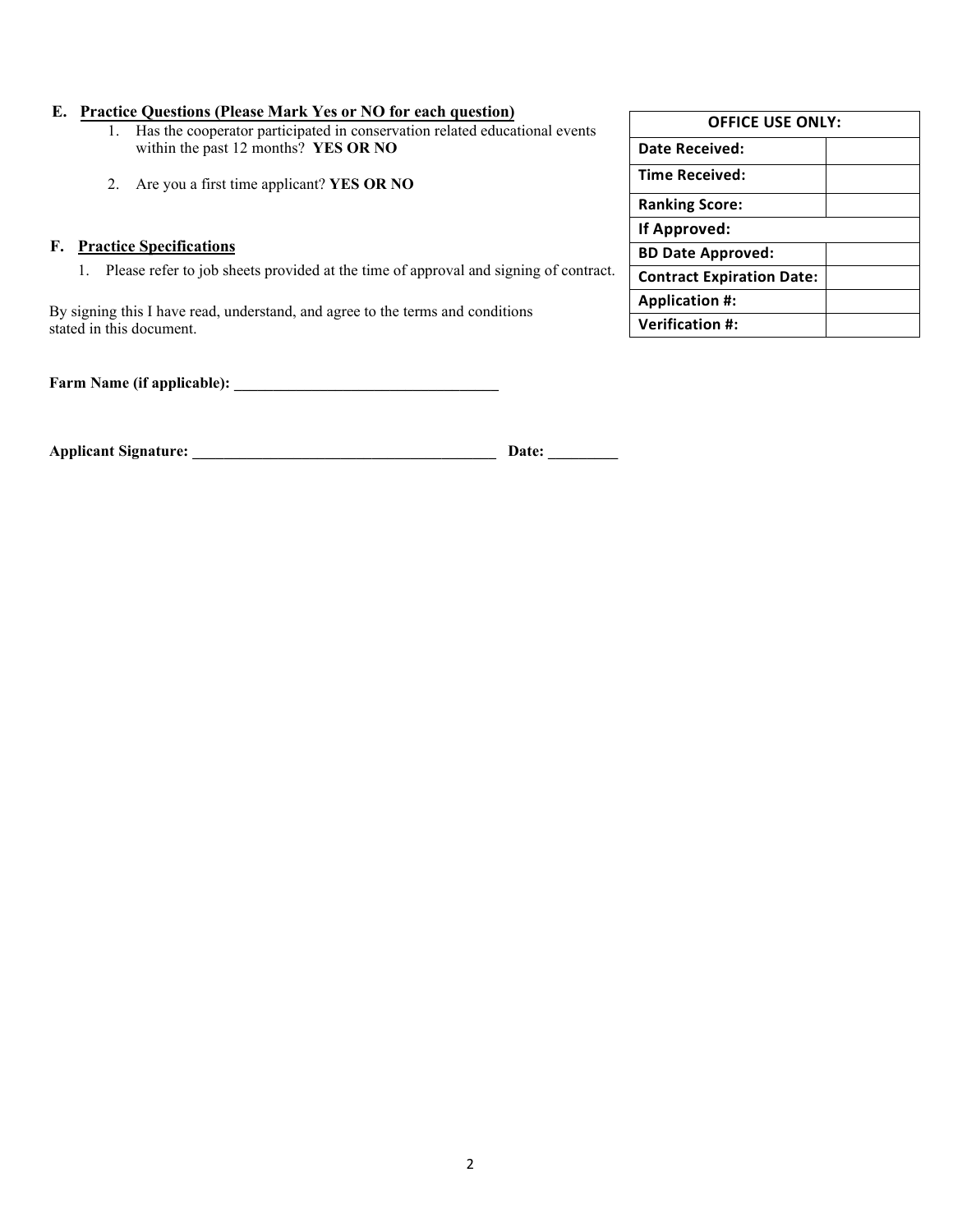**E. Practice Questions (Please Mark Yes or NO for each question)**

1. Has the cooperator participated in conservation related educational events within the past 12 months? **YES OR NO**
2. Are you a first time applicant? **YES OR NO**

**F. Practice Specifications**

1. Please refer to job sheets provided at the time of approval and signing of contract.

By signing this I have read, understand, and agree to the terms and conditions stated in this document.

| OFFICE USE ONLY: | |
|---|---|
| **Date Received:** | |
| **Time Received:** | |
| **Ranking Score:** | |
| **If Approved:** | |
| **BD Date Approved:** | |
| **Contract Expiration Date:** | |
| **Application #:** | |
| **Verification #:** | |

**Farm Name (if applicable): ___________________________________**

**Applicant Signature: _______________________________________ Date: _________**